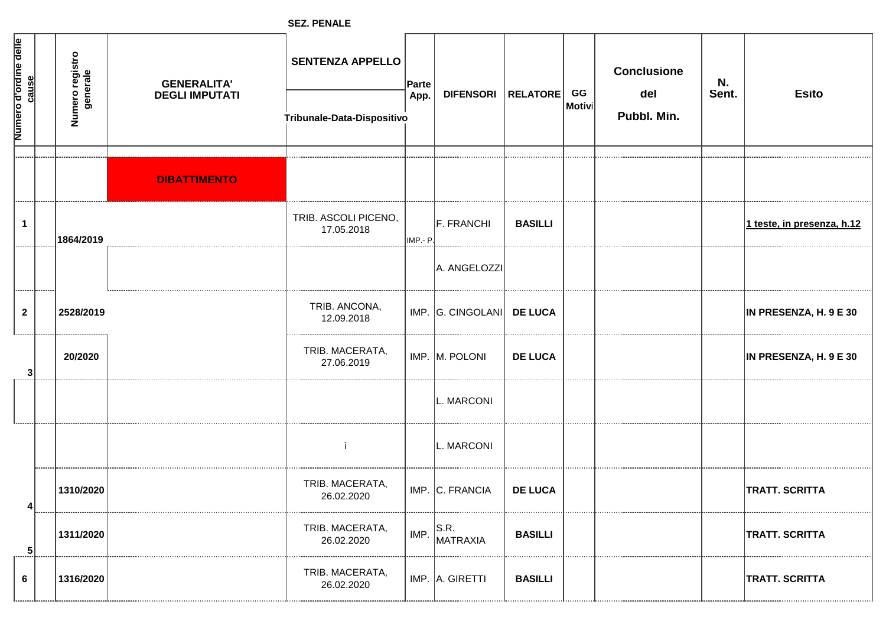SEZ. PENALE

| Numero d'ordine delle cause | | Numero registro generale | GENERALITA' DEGLI IMPUTATI | SENTENZA APPELLO Tribunale-Data-Dispositivo | Parte App. | DIFENSORI | RELATORE | GG Motivi | Conclusione del Pubbl. Min. | N. Sent. | Esito |
|---|---|---|---|---|---|---|---|---|---|---|---|
| | | | **DIBATTIMENTO** | | | | | | | | |
| 1 | | 1864/2019 | | TRIB. ASCOLI PICENO, 17.05.2018 | IMP.- P. | F. FRANCHI | **BASILLI** | | | | **1 teste, in presenza, h.12** |
| | | | | | | A. ANGELOZZI | | | | | |
| 2 | | 2528/2019 | | TRIB. ANCONA, 12.09.2018 | IMP. | G. CINGOLANI | **DE LUCA** | | | | **IN PRESENZA, H. 9 E 30** |
| 3 | | 20/2020 | | TRIB. MACERATA, 27.06.2019 | IMP. | M. POLONI | **DE LUCA** | | | | **IN PRESENZA, H. 9 E 30** |
| | | | | | | L. MARCONI | | | | | |
| | | | | ì | | L. MARCONI | | | | | |
| 4 | | 1310/2020 | | TRIB. MACERATA, 26.02.2020 | IMP. | C. FRANCIA | **DE LUCA** | | | | **TRATT. SCRITTA** |
| 5 | | 1311/2020 | | TRIB. MACERATA, 26.02.2020 | IMP. | S.R. MATRAXIA | **BASILLI** | | | | **TRATT. SCRITTA** |
| 6 | | 1316/2020 | | TRIB. MACERATA, 26.02.2020 | IMP. | A. GIRETTI | **BASILLI** | | | | **TRATT. SCRITTA** |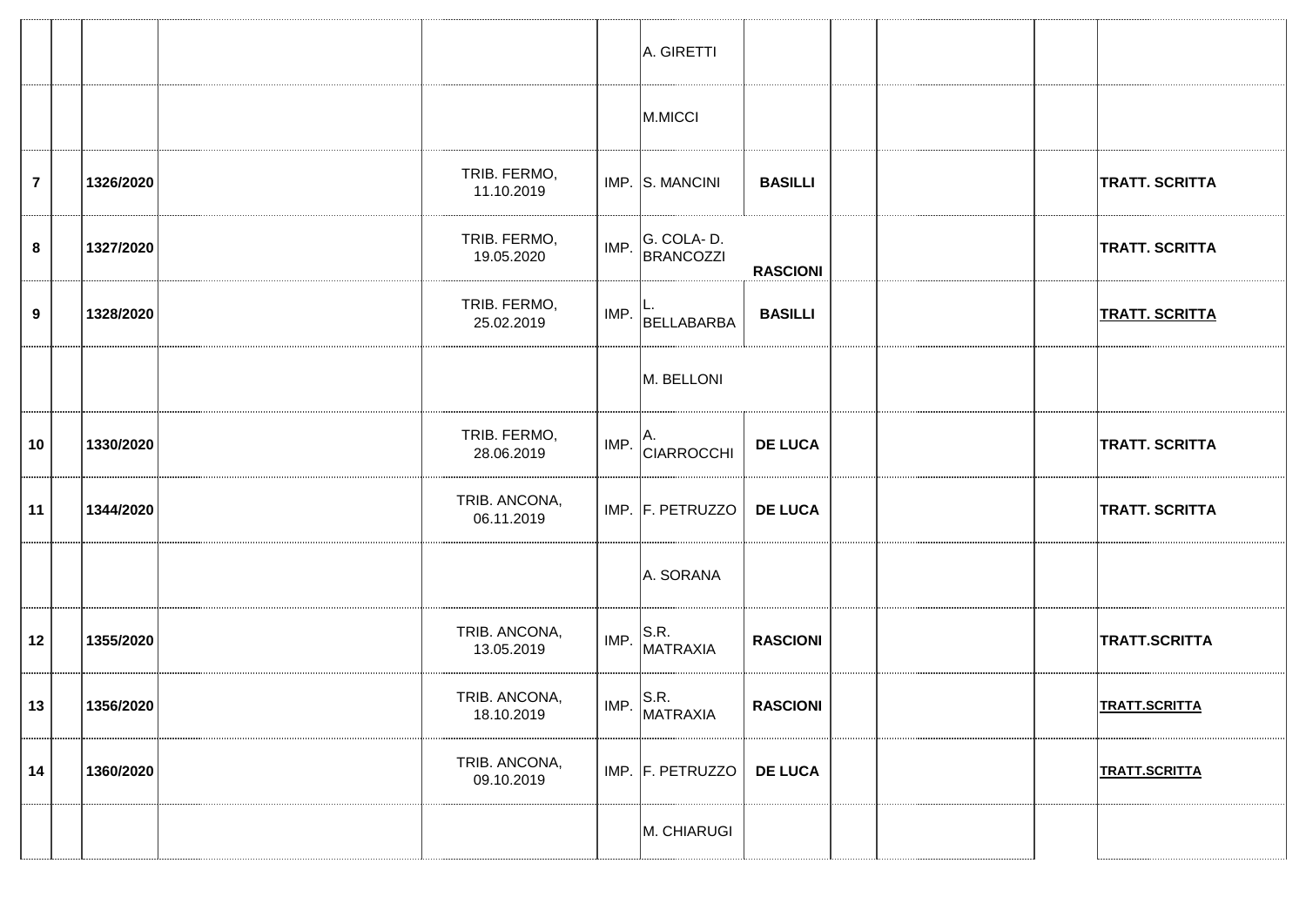| | | | | | | | | | | | | |
|---|---|---|---|---|---|---|---|---|---|---|---|---|
| | | | | | | A. GIRETTI | | | | | | |
| | | | | | | M.MICCI | | | | | | |
| **7** | | **1326/2020** | | TRIB. FERMO, 11.10.2019 | IMP. | S. MANCINI | **BASILLI** | | | | | **TRATT. SCRITTA** |
| **8** | | **1327/2020** | | TRIB. FERMO, 19.05.2020 | IMP. | G. COLA- D. BRANCOZZI | **RASCIONI** | | | | | **TRATT. SCRITTA** |
| **9** | | **1328/2020** | | TRIB. FERMO, 25.02.2019 | IMP. | L. BELLABARBA | **BASILLI** | | | | | **TRATT. SCRITTA** |
| | | | | | | M. BELLONI | | | | | | |
| **10** | | **1330/2020** | | TRIB. FERMO, 28.06.2019 | IMP. | A. CIARROCCHI | **DE LUCA** | | | | | **TRATT. SCRITTA** |
| **11** | | **1344/2020** | | TRIB. ANCONA, 06.11.2019 | IMP. | F. PETRUZZO | **DE LUCA** | | | | | **TRATT. SCRITTA** |
| | | | | | | A. SORANA | | | | | | |
| **12** | | **1355/2020** | | TRIB. ANCONA, 13.05.2019 | IMP. | S.R. MATRAXIA | **RASCIONI** | | | | | **TRATT.SCRITTA** |
| **13** | | **1356/2020** | | TRIB. ANCONA, 18.10.2019 | IMP. | S.R. MATRAXIA | **RASCIONI** | | | | | **TRATT.SCRITTA** |
| **14** | | **1360/2020** | | TRIB. ANCONA, 09.10.2019 | IMP. | F. PETRUZZO | **DE LUCA** | | | | | **TRATT.SCRITTA** |
| | | | | | | M. CHIARUGI | | | | | | |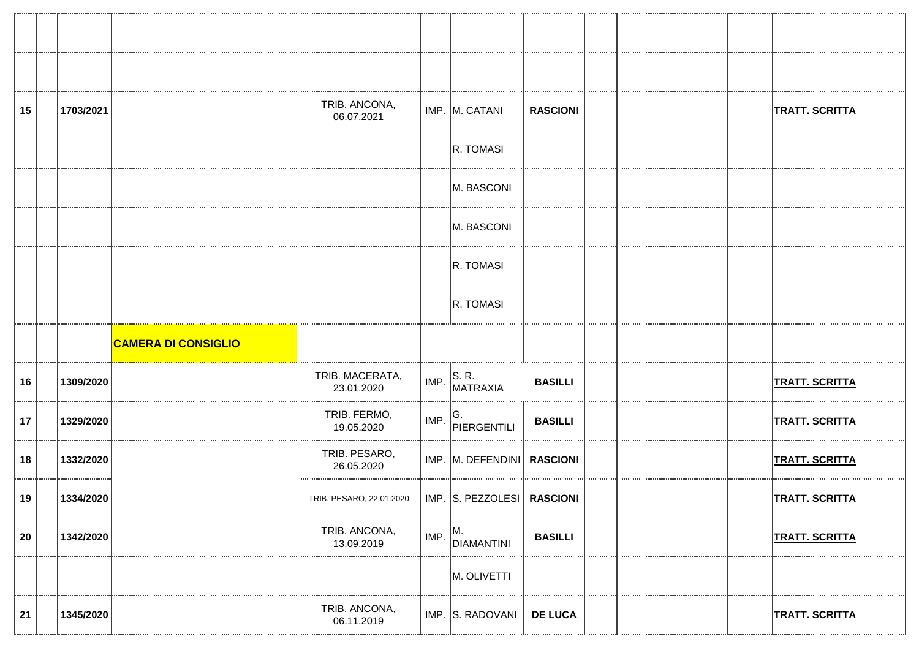| | | | | | | | | | | | |
|---|---|---|---|---|---|---|---|---|---|---|---|
| | | | | | | | | | | | |
| | | | | | | | | | | | |
| **15** | | **1703/2021** | | TRIB. ANCONA, 06.07.2021 | IMP. | M. CATANI | **RASCIONI** | | | | **TRATT. SCRITTA** |
| | | | | | | R. TOMASI | | | | | |
| | | | | | | M. BASCONI | | | | | |
| | | | | | | M. BASCONI | | | | | |
| | | | | | | R. TOMASI | | | | | |
| | | | | | | R. TOMASI | | | | | |
| | | | **CAMERA DI CONSIGLIO** | | | | | | | | |
| **16** | | **1309/2020** | | TRIB. MACERATA, 23.01.2020 | IMP. | S. R. MATRAXIA | **BASILLI** | | | | **TRATT. SCRITTA** |
| **17** | | **1329/2020** | | TRIB. FERMO, 19.05.2020 | IMP. | G. PIERGENTILI | **BASILLI** | | | | **TRATT. SCRITTA** |
| **18** | | **1332/2020** | | TRIB. PESARO, 26.05.2020 | IMP. | M. DEFENDINI | **RASCIONI** | | | | **TRATT. SCRITTA** |
| **19** | | **1334/2020** | | TRIB. PESARO, 22.01.2020 | IMP. | S. PEZZOLESI | **RASCIONI** | | | | **TRATT. SCRITTA** |
| **20** | | **1342/2020** | | TRIB. ANCONA, 13.09.2019 | IMP. | M. DIAMANTINI | **BASILLI** | | | | **TRATT. SCRITTA** |
| | | | | | | M. OLIVETTI | | | | | |
| **21** | | **1345/2020** | | TRIB. ANCONA, 06.11.2019 | IMP. | S. RADOVANI | **DE LUCA** | | | | **TRATT. SCRITTA** |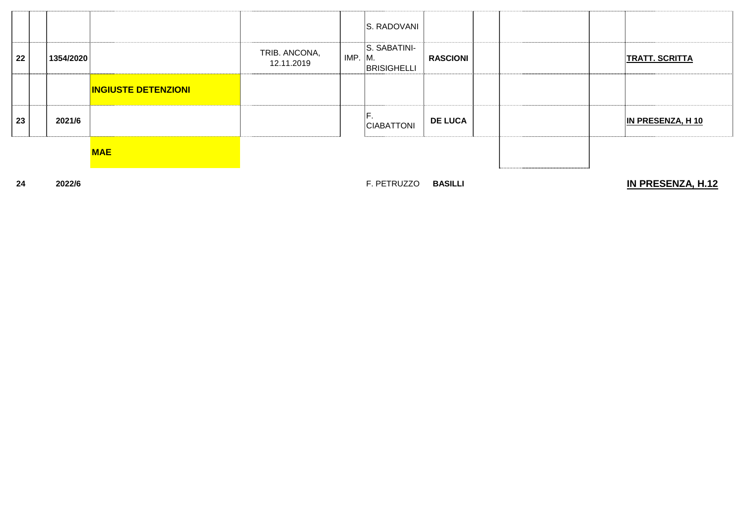| | | | | | | | | | | | |
|---|---|---|---|---|---|---|---|---|---|---|---|
| | | | | | | S. RADOVANI | | | | | |
| 22 | | 1354/2020 | | TRIB. ANCONA, 12.11.2019 | IMP. | S. SABATINI- M. BRISIGHELLI | **RASCIONI** | | | | **TRATT. SCRITTA** |
| | | | **INGIUSTE DETENZIONI** | | | | | | | | |
| 23 | | **2021/6** | | | | F. CIABATTONI | **DE LUCA** | | | | **IN PRESENZA, H 10** |
| | | | **MAE** | | | | | | | | |
| **24** | | **2022/6** | | | | F. PETRUZZO | **BASILLI** | | | | **IN PRESENZA, H.12** |